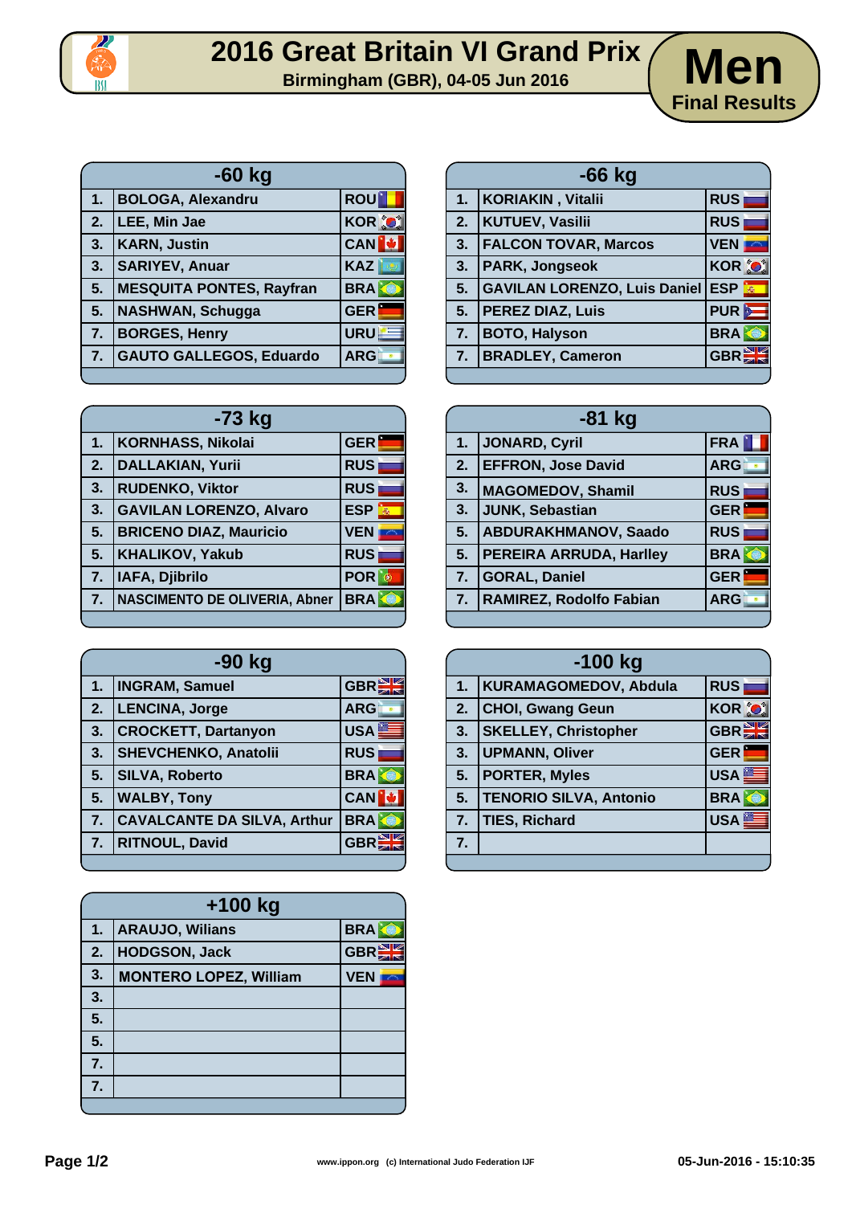# 2016 Great Britain VI Grand Prix

**Birmingham (GBR), 04-05 Jun 2016**

## Men
**Final Results**

| -60 kg | | |
|---|---|---|
| 1. | BOLOGA, Alexandru | ROU |
| 2. | LEE, Min Jae | KOR |
| 3. | KARN, Justin | CAN |
| 3. | SARIYEV, Anuar | KAZ |
| 5. | MESQUITA PONTES, Rayfran | BRA |
| 5. | NASHWAN, Schugga | GER |
| 7. | BORGES, Henry | URU |
| 7. | GAUTO GALLEGOS, Eduardo | ARG |

| -66 kg | | |
|---|---|---|
| 1. | KORIAKIN , Vitalii | RUS |
| 2. | KUTUEV, Vasilii | RUS |
| 3. | FALCON TOVAR, Marcos | VEN |
| 3. | PARK, Jongseok | KOR |
| 5. | GAVILAN LORENZO, Luis Daniel | ESP |
| 5. | PEREZ DIAZ, Luis | PUR |
| 7. | BOTO, Halyson | BRA |
| 7. | BRADLEY, Cameron | GBR |

| -73 kg | | |
|---|---|---|
| 1. | KORNHASS, Nikolai | GER |
| 2. | DALLAKIAN, Yurii | RUS |
| 3. | RUDENKO, Viktor | RUS |
| 3. | GAVILAN LORENZO, Alvaro | ESP |
| 5. | BRICENO DIAZ, Mauricio | VEN |
| 5. | KHALIKOV, Yakub | RUS |
| 7. | IAFA, Djibrilo | POR |
| 7. | NASCIMENTO DE OLIVERIA, Abner | BRA |

| -81 kg | | |
|---|---|---|
| 1. | JONARD, Cyril | FRA |
| 2. | EFFRON, Jose David | ARG |
| 3. | MAGOMEDOV, Shamil | RUS |
| 3. | JUNK, Sebastian | GER |
| 5. | ABDURAKHMANOV, Saado | RUS |
| 5. | PEREIRA ARRUDA, Harlley | BRA |
| 7. | GORAL, Daniel | GER |
| 7. | RAMIREZ, Rodolfo Fabian | ARG |

| -90 kg | | |
|---|---|---|
| 1. | INGRAM, Samuel | GBR |
| 2. | LENCINA, Jorge | ARG |
| 3. | CROCKETT, Dartanyon | USA |
| 3. | SHEVCHENKO, Anatolii | RUS |
| 5. | SILVA, Roberto | BRA |
| 5. | WALBY, Tony | CAN |
| 7. | CAVALCANTE DA SILVA, Arthur | BRA |
| 7. | RITNOUL, David | GBR |

| -100 kg | | |
|---|---|---|
| 1. | KURAMAGOMEDOV, Abdula | RUS |
| 2. | CHOI, Gwang Geun | KOR |
| 3. | SKELLEY, Christopher | GBR |
| 3. | UPMANN, Oliver | GER |
| 5. | PORTER, Myles | USA |
| 5. | TENORIO SILVA, Antonio | BRA |
| 7. | TIES, Richard | USA |
| 7. | | |

| +100 kg | | |
|---|---|---|
| 1. | ARAUJO, Wilians | BRA |
| 2. | HODGSON, Jack | GBR |
| 3. | MONTERO LOPEZ, William | VEN |
| 3. | | |
| 5. | | |
| 5. | | |
| 7. | | |
| 7. | | |

www.ippon.org (c) International Judo Federation IJF

05-Jun-2016 - 15:10:35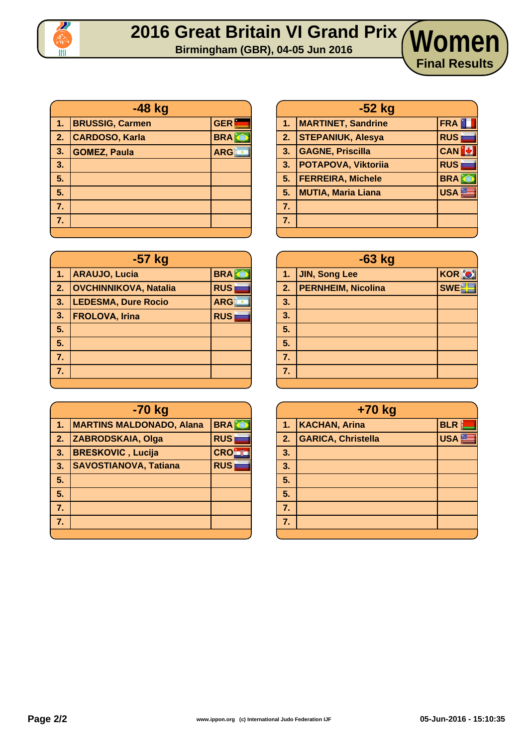# 2016 Great Britain VI Grand Prix

Birmingham (GBR), 04-05 Jun 2016

## Women

### Final Results

| -48 kg | | |
|---|---|---|
| 1. | BRUSSIG, Carmen | GER |
| 2. | CARDOSO, Karla | BRA |
| 3. | GOMEZ, Paula | ARG |
| 3. | | |
| 5. | | |
| 5. | | |
| 7. | | |
| 7. | | |

| -52 kg | | |
|---|---|---|
| 1. | MARTINET, Sandrine | FRA |
| 2. | STEPANIUK, Alesya | RUS |
| 3. | GAGNE, Priscilla | CAN |
| 3. | POTAPOVA, Viktoriia | RUS |
| 5. | FERREIRA, Michele | BRA |
| 5. | MUTIA, Maria Liana | USA |
| 7. | | |
| 7. | | |

| -57 kg | | |
|---|---|---|
| 1. | ARAUJO, Lucia | BRA |
| 2. | OVCHINNIKOVA, Natalia | RUS |
| 3. | LEDESMA, Dure Rocio | ARG |
| 3. | FROLOVA, Irina | RUS |
| 5. | | |
| 5. | | |
| 7. | | |
| 7. | | |

| -63 kg | | |
|---|---|---|
| 1. | JIN, Song Lee | KOR |
| 2. | PERNHEIM, Nicolina | SWE |
| 3. | | |
| 3. | | |
| 5. | | |
| 5. | | |
| 7. | | |
| 7. | | |

| -70 kg | | |
|---|---|---|
| 1. | MARTINS MALDONADO, Alana | BRA |
| 2. | ZABRODSKAIA, Olga | RUS |
| 3. | BRESKOVIC , Lucija | CRO |
| 3. | SAVOSTIANOVA, Tatiana | RUS |
| 5. | | |
| 5. | | |
| 7. | | |
| 7. | | |

| +70 kg | | |
|---|---|---|
| 1. | KACHAN, Arina | BLR |
| 2. | GARICA, Christella | USA |
| 3. | | |
| 3. | | |
| 5. | | |
| 5. | | |
| 7. | | |
| 7. | | |

www.ippon.org (c) International Judo Federation IJF

05-Jun-2016 - 15:10:35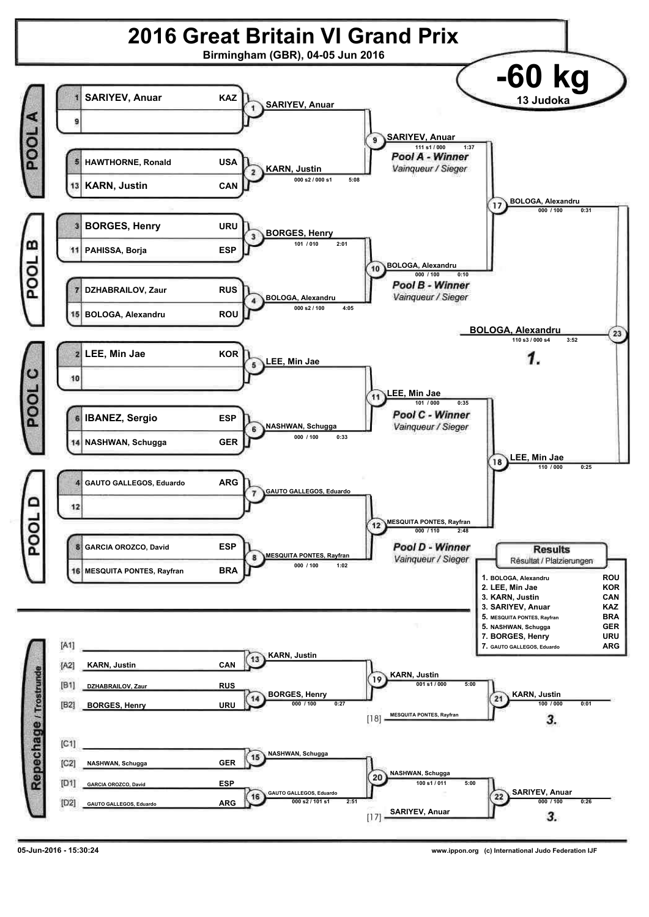# 2016 Great Britain VI Grand Prix

Birmingham (GBR), 04-05 Jun 2016

## -60 kg

13 Judoka

### Pool A

| Seed | Name | Country |
|---|---|---|
| 1 | SARIYEV, Anuar | KAZ |
| 9 | | |
| 5 | HAWTHORNE, Ronald | USA |
| 13 | KARN, Justin | CAN |

- 1: SARIYEV, Anuar
- 2: KARN, Justin — 000 s2 / 000 s1 — 5:08
- 9: SARIYEV, Anuar — 111 s1 / 000 — 1:37

**Pool A - Winner** *Vainqueur / Sieger*

### Pool B

| Seed | Name | Country |
|---|---|---|
| 3 | BORGES, Henry | URU |
| 11 | PAHISSA, Borja | ESP |
| 7 | DZHABRAILOV, Zaur | RUS |
| 15 | BOLOGA, Alexandru | ROU |

- 3: BORGES, Henry — 101 / 010 — 2:01
- 4: BOLOGA, Alexandru — 000 s2 / 100 — 4:05
- 10: BOLOGA, Alexandru — 000 / 100 — 0:10

**Pool B - Winner** *Vainqueur / Sieger*

### Pool C

| Seed | Name | Country |
|---|---|---|
| 2 | LEE, Min Jae | KOR |
| 10 | | |
| 6 | IBANEZ, Sergio | ESP |
| 14 | NASHWAN, Schugga | GER |

- 5: LEE, Min Jae
- 6: NASHWAN, Schugga — 000 / 100 — 0:33
- 11: LEE, Min Jae — 101 / 000 — 0:35

**Pool C - Winner** *Vainqueur / Sieger*

### Pool D

| Seed | Name | Country |
|---|---|---|
| 4 | GAUTO GALLEGOS, Eduardo | ARG |
| 12 | | |
| 8 | GARCIA OROZCO, David | ESP |
| 16 | MESQUITA PONTES, Rayfran | BRA |

- 7: GAUTO GALLEGOS, Eduardo
- 8: MESQUITA PONTES, Rayfran — 000 / 100 — 1:02
- 12: MESQUITA PONTES, Rayfran — 000 / 110 — 2:48

**Pool D - Winner** *Vainqueur / Sieger*

### Semi-finals and Final

- 17: BOLOGA, Alexandru — 000 / 100 — 0:31
- 18: LEE, Min Jae — 110 / 000 — 0:25
- 23: BOLOGA, Alexandru — 110 s3 / 000 s4 — 3:52 — **1.**

### Repechage / Trostrunde

| Slot | Name | Country |
|---|---|---|
| [A1] | | |
| [A2] | KARN, Justin | CAN |
| [B1] | DZHABRAILOV, Zaur | RUS |
| [B2] | BORGES, Henry | URU |
| [C1] | | |
| [C2] | NASHWAN, Schugga | GER |
| [D1] | GARCIA OROZCO, David | ESP |
| [D2] | GAUTO GALLEGOS, Eduardo | ARG |

- 13: KARN, Justin
- 14: BORGES, Henry — 000 / 100 — 0:27
- 19: KARN, Justin — 001 s1 / 000 — 5:00
- 21: KARN, Justin (vs [18] MESQUITA PONTES, Rayfran) — 100 / 000 — 0:01 — **3.**
- 15: NASHWAN, Schugga
- 16: GAUTO GALLEGOS, Eduardo — 000 s2 / 101 s1 — 2:51
- 20: NASHWAN, Schugga — 100 s1 / 011 — 5:00
- 22: SARIYEV, Anuar (vs [17] SARIYEV, Anuar) — 000 / 100 — 0:26 — **3.**

### Results

*Résultat / Platzierungen*

| Place | Name | Country |
|---|---|---|
| 1. | BOLOGA, Alexandru | ROU |
| 2. | LEE, Min Jae | KOR |
| 3. | KARN, Justin | CAN |
| 3. | SARIYEV, Anuar | KAZ |
| 5. | MESQUITA PONTES, Rayfran | BRA |
| 5. | NASHWAN, Schugga | GER |
| 7. | BORGES, Henry | URU |
| 7. | GAUTO GALLEGOS, Eduardo | ARG |

05-Jun-2016 - 15:30:24 www.ippon.org (c) International Judo Federation IJF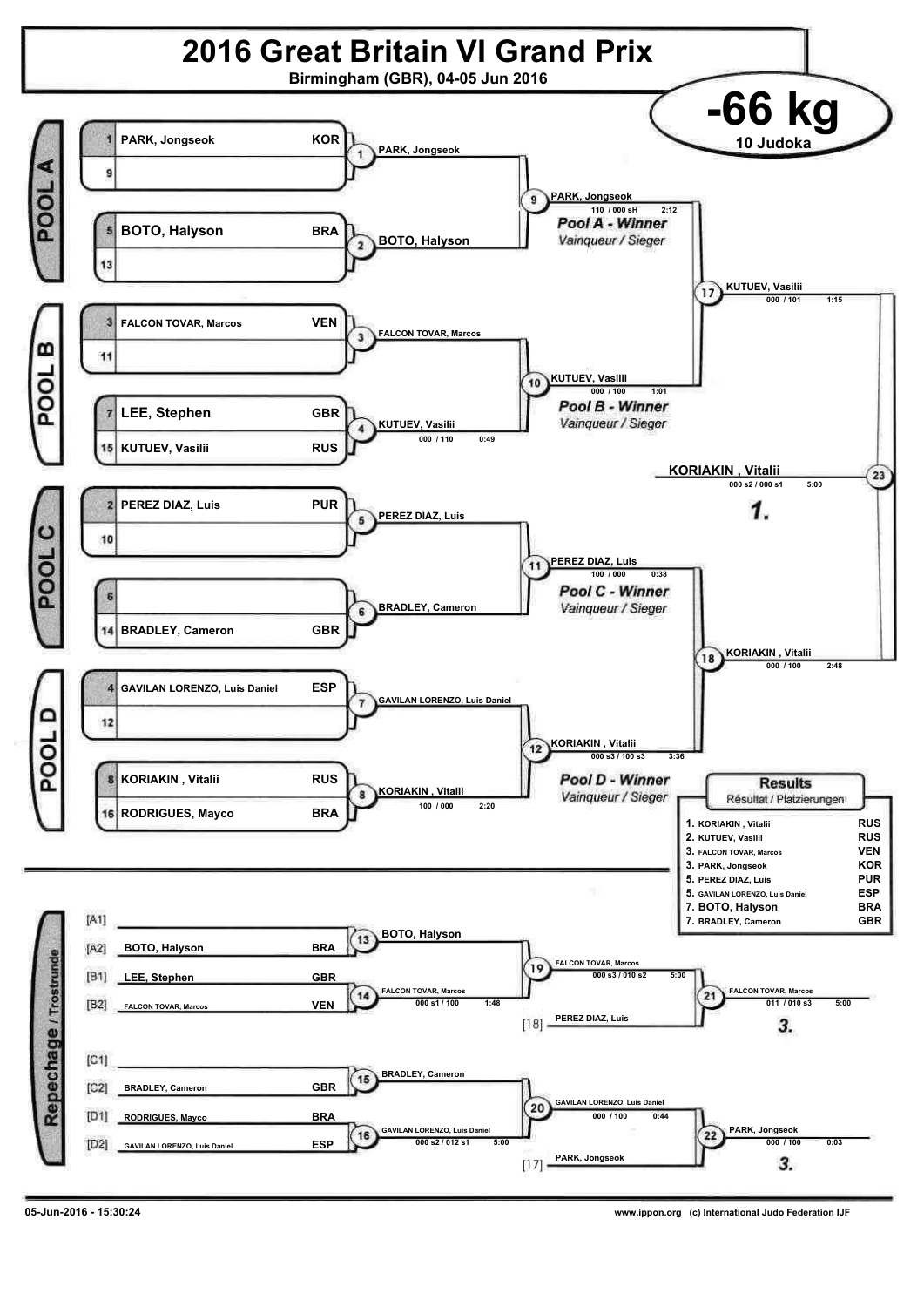# 2016 Great Britain VI Grand Prix

Birmingham (GBR), 04-05 Jun 2016

## -66 kg

10 Judoka

### POOL A

| Seed | Name | Country |
|---|---|---|
| 1 | PARK, Jongseok | KOR |
| 9 | | |
| 5 | BOTO, Halyson | BRA |
| 13 | | |

- 1: PARK, Jongseok
- 2: BOTO, Halyson
- 9: PARK, Jongseok — 110 / 000 sH 2:12

**Pool A - Winner** *Vainqueur / Sieger*

### POOL B

| Seed | Name | Country |
|---|---|---|
| 3 | FALCON TOVAR, Marcos | VEN |
| 11 | | |
| 7 | LEE, Stephen | GBR |
| 15 | KUTUEV, Vasilii | RUS |

- 3: FALCON TOVAR, Marcos
- 4: KUTUEV, Vasilii — 000 / 110 0:49
- 10: KUTUEV, Vasilii — 000 / 100 1:01

**Pool B - Winner** *Vainqueur / Sieger*

- 17: KUTUEV, Vasilii — 000 / 101 1:15

### POOL C

| Seed | Name | Country |
|---|---|---|
| 2 | PEREZ DIAZ, Luis | PUR |
| 10 | | |
| 6 | | |
| 14 | BRADLEY, Cameron | GBR |

- 5: PEREZ DIAZ, Luis
- 6: BRADLEY, Cameron
- 11: PEREZ DIAZ, Luis — 100 / 000 0:38

**Pool C - Winner** *Vainqueur / Sieger*

### POOL D

| Seed | Name | Country |
|---|---|---|
| 4 | GAVILAN LORENZO, Luis Daniel | ESP |
| 12 | | |
| 8 | KORIAKIN , Vitalii | RUS |
| 16 | RODRIGUES, Mayco | BRA |

- 7: GAVILAN LORENZO, Luis Daniel
- 8: KORIAKIN , Vitalii — 100 / 000 2:20
- 12: KORIAKIN , Vitalii — 000 s3 / 100 s3 3:36

**Pool D - Winner** *Vainqueur / Sieger*

- 18: KORIAKIN , Vitalii — 000 / 100 2:48

### Final

- 23: **KORIAKIN , Vitalii** — 000 s2 / 000 s1 5:00

**1.**

### Results
Résultat / Platzierungen

| Place | Name | Country |
|---|---|---|
| 1. | KORIAKIN , Vitalii | RUS |
| 2. | KUTUEV, Vasilii | RUS |
| 3. | FALCON TOVAR, Marcos | VEN |
| 3. | PARK, Jongseok | KOR |
| 5. | PEREZ DIAZ, Luis | PUR |
| 5. | GAVILAN LORENZO, Luis Daniel | ESP |
| 7. | BOTO, Halyson | BRA |
| 7. | BRADLEY, Cameron | GBR |

### Repechage / Trostrunde

| Slot | Name | Country |
|---|---|---|
| [A1] | | |
| [A2] | BOTO, Halyson | BRA |
| [B1] | LEE, Stephen | GBR |
| [B2] | FALCON TOVAR, Marcos | VEN |
| [C1] | | |
| [C2] | BRADLEY, Cameron | GBR |
| [D1] | RODRIGUES, Mayco | BRA |
| [D2] | GAVILAN LORENZO, Luis Daniel | ESP |

- 13: BOTO, Halyson
- 14: FALCON TOVAR, Marcos — 000 s1 / 100 1:48
- 19: FALCON TOVAR, Marcos — 000 s3 / 010 s2 5:00
- [18] PEREZ DIAZ, Luis
- 21: FALCON TOVAR, Marcos — 011 / 010 s3 5:00 — **3.**
- 15: BRADLEY, Cameron
- 16: GAVILAN LORENZO, Luis Daniel — 000 s2 / 012 s1 5:00
- 20: GAVILAN LORENZO, Luis Daniel — 000 / 100 0:44
- [17] PARK, Jongseok
- 22: PARK, Jongseok — 000 / 100 0:03 — **3.**

05-Jun-2016 - 15:30:24

www.ippon.org (c) International Judo Federation IJF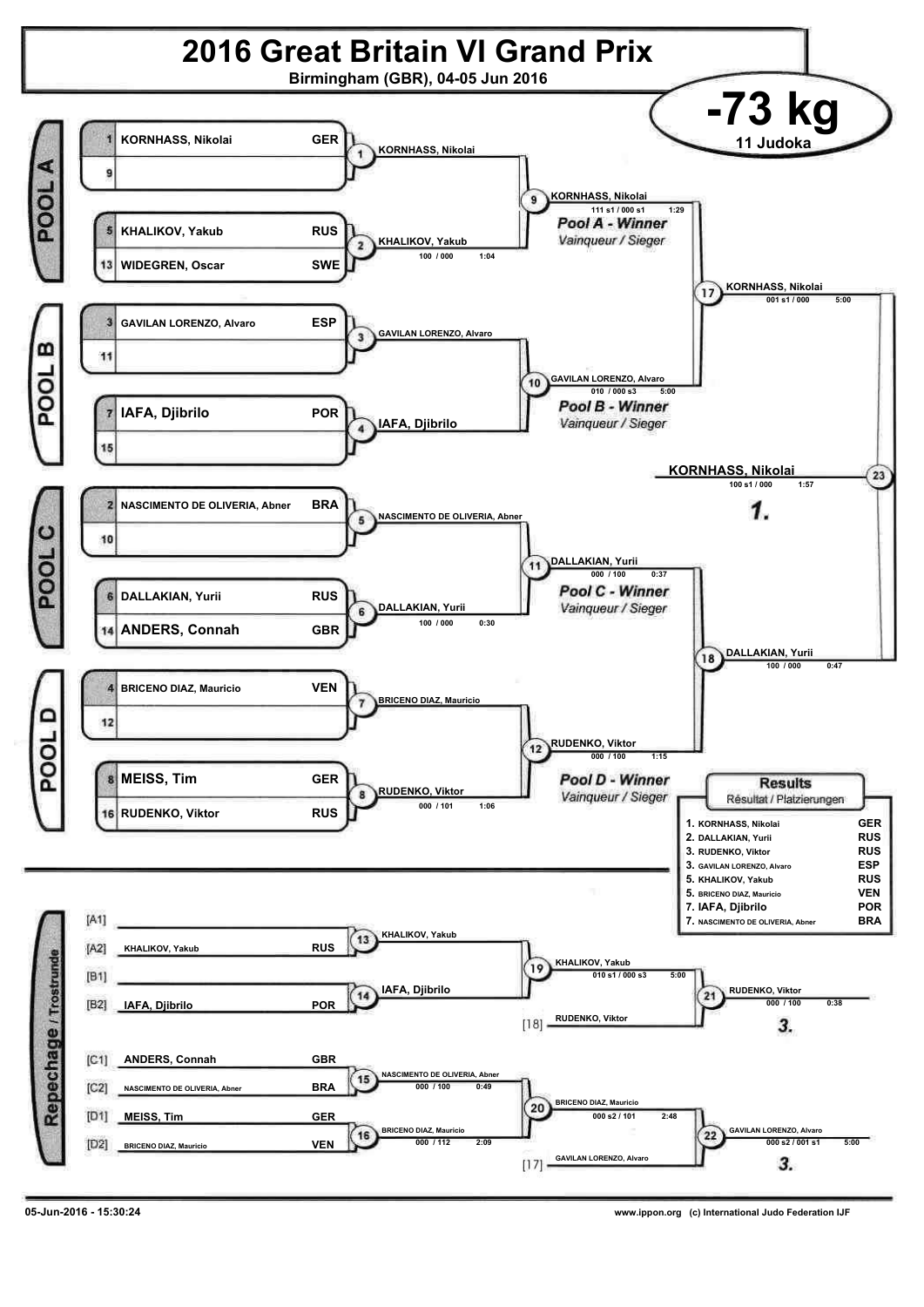# 2016 Great Britain VI Grand Prix

Birmingham (GBR), 04-05 Jun 2016

## -73 kg

11 Judoka

### POOL A

| Seed | Name | Country |
|---|---|---|
| 1 | KORNHASS, Nikolai | GER |
| 9 | | |
| 5 | KHALIKOV, Yakub | RUS |
| 13 | WIDEGREN, Oscar | SWE |

- Contest 1: KORNHASS, Nikolai
- Contest 2: KHALIKOV, Yakub — 100 / 000 — 1:04
- Contest 9: KORNHASS, Nikolai — 111 s1 / 000 s1 — 1:29

*Pool A - Winner*
*Vainqueur / Sieger*

### POOL B

| Seed | Name | Country |
|---|---|---|
| 3 | GAVILAN LORENZO, Alvaro | ESP |
| 11 | | |
| 7 | IAFA, Djibrilo | POR |
| 15 | | |

- Contest 3: GAVILAN LORENZO, Alvaro
- Contest 4: IAFA, Djibrilo
- Contest 10: GAVILAN LORENZO, Alvaro — 010 / 000 s3 — 5:00

*Pool B - Winner*
*Vainqueur / Sieger*

### POOL C

| Seed | Name | Country |
|---|---|---|
| 2 | NASCIMENTO DE OLIVERIA, Abner | BRA |
| 10 | | |
| 6 | DALLAKIAN, Yurii | RUS |
| 14 | ANDERS, Connah | GBR |

- Contest 5: NASCIMENTO DE OLIVERIA, Abner
- Contest 6: DALLAKIAN, Yurii — 100 / 000 — 0:30
- Contest 11: DALLAKIAN, Yurii — 000 / 100 — 0:37

*Pool C - Winner*
*Vainqueur / Sieger*

### POOL D

| Seed | Name | Country |
|---|---|---|
| 4 | BRICENO DIAZ, Mauricio | VEN |
| 12 | | |
| 8 | MEISS, Tim | GER |
| 16 | RUDENKO, Viktor | RUS |

- Contest 7: BRICENO DIAZ, Mauricio
- Contest 8: RUDENKO, Viktor — 000 / 101 — 1:06
- Contest 12: RUDENKO, Viktor — 000 / 100 — 1:15

*Pool D - Winner*
*Vainqueur / Sieger*

### Semi-finals

- Contest 17: KORNHASS, Nikolai — 001 s1 / 000 — 5:00
- Contest 18: DALLAKIAN, Yurii — 100 / 000 — 0:47

### Final

- Contest 23: KORNHASS, Nikolai — 100 s1 / 000 — 1:57 — **1.**

### Repechage / Trostrunde

| Pool | Name | Country |
|---|---|---|
| [A1] | | |
| [A2] | KHALIKOV, Yakub | RUS |
| [B1] | | |
| [B2] | IAFA, Djibrilo | POR |
| [C1] | ANDERS, Connah | GBR |
| [C2] | NASCIMENTO DE OLIVERIA, Abner | BRA |
| [D1] | MEISS, Tim | GER |
| [D2] | BRICENO DIAZ, Mauricio | VEN |

- Contest 13: KHALIKOV, Yakub
- Contest 14: IAFA, Djibrilo
- Contest 19: KHALIKOV, Yakub — 010 s1 / 000 s3 — 5:00
- Contest 21: RUDENKO, Viktor [18] — 000 / 100 — 0:38 — **3.**
- Contest 15: NASCIMENTO DE OLIVERIA, Abner — 000 / 100 — 0:49
- Contest 16: BRICENO DIAZ, Mauricio — 000 / 112 — 2:09
- Contest 20: BRICENO DIAZ, Mauricio — 000 s2 / 101 — 2:48
- Contest 22: GAVILAN LORENZO, Alvaro [17] — 000 s2 / 001 s1 — 5:00 — **3.**

### Results
Résultat / Platzierungen

| Place | Name | Country |
|---|---|---|
| 1. | KORNHASS, Nikolai | GER |
| 2. | DALLAKIAN, Yurii | RUS |
| 3. | RUDENKO, Viktor | RUS |
| 3. | GAVILAN LORENZO, Alvaro | ESP |
| 5. | KHALIKOV, Yakub | RUS |
| 5. | BRICENO DIAZ, Mauricio | VEN |
| 7. | IAFA, Djibrilo | POR |
| 7. | NASCIMENTO DE OLIVERIA, Abner | BRA |

05-Jun-2016 - 15:30:24

www.ippon.org (c) International Judo Federation IJF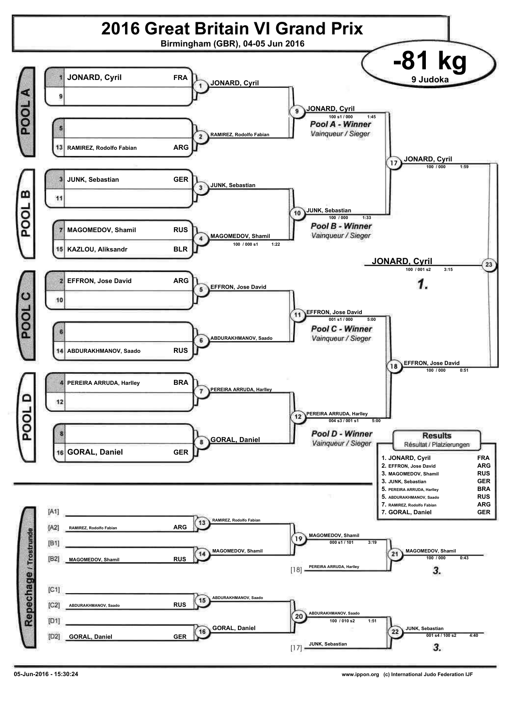# 2016 Great Britain VI Grand Prix

Birmingham (GBR), 04-05 Jun 2016

## -81 kg

9 Judoka

### POOL A

| Seed | Name | Nation |
|---|---|---|
| 1 | JONARD, Cyril | FRA |
| 9 | | |
| 5 | | |
| 13 | RAMIREZ, Rodolfo Fabian | ARG |

- Contest 1: JONARD, Cyril
- Contest 2: RAMIREZ, Rodolfo Fabian
- Contest 9: JONARD, Cyril — 100 s1 / 000 — 1:45

*Pool A - Winner*
*Vainqueur / Sieger*

### POOL B

| Seed | Name | Nation |
|---|---|---|
| 3 | JUNK, Sebastian | GER |
| 11 | | |
| 7 | MAGOMEDOV, Shamil | RUS |
| 15 | KAZLOU, Aliksandr | BLR |

- Contest 3: JUNK, Sebastian
- Contest 4: MAGOMEDOV, Shamil — 100 / 000 s1 — 1:22
- Contest 10: JUNK, Sebastian — 100 / 000 — 1:33

*Pool B - Winner*
*Vainqueur / Sieger*

### POOL C

| Seed | Name | Nation |
|---|---|---|
| 2 | EFFRON, Jose David | ARG |
| 10 | | |
| 6 | | |
| 14 | ABDURAKHMANOV, Saado | RUS |

- Contest 5: EFFRON, Jose David
- Contest 6: ABDURAKHMANOV, Saado
- Contest 11: EFFRON, Jose David — 001 s1 / 000 — 5:00

*Pool C - Winner*
*Vainqueur / Sieger*

### POOL D

| Seed | Name | Nation |
|---|---|---|
| 4 | PEREIRA ARRUDA, Harlley | BRA |
| 12 | | |
| 8 | | |
| 16 | GORAL, Daniel | GER |

- Contest 7: PEREIRA ARRUDA, Harlley
- Contest 8: GORAL, Daniel
- Contest 12: PEREIRA ARRUDA, Harlley — 004 s3 / 001 s1 — 5:00

*Pool D - Winner*
*Vainqueur / Sieger*

### Semi-finals

- Contest 17: JONARD, Cyril — 100 / 000 — 1:59
- Contest 18: EFFRON, Jose David — 100 / 000 — 0:51

### Final

- Contest 23: JONARD, Cyril — 100 / 001 s2 — 3:15 — **1.**

### Repechage / Trostrunde

- [A1]
- [A2] RAMIREZ, Rodolfo Fabian — ARG
- [B1]
- [B2] MAGOMEDOV, Shamil — RUS
- [C1]
- [C2] ABDURAKHMANOV, Saado — RUS
- [D1]
- [D2] GORAL, Daniel — GER

- Contest 13: RAMIREZ, Rodolfo Fabian
- Contest 14: MAGOMEDOV, Shamil
- Contest 15: ABDURAKHMANOV, Saado
- Contest 16: GORAL, Daniel
- Contest 19: MAGOMEDOV, Shamil — 000 s1 / 101 — 3:19
- Contest 20: ABDURAKHMANOV, Saado — 100 / 010 s2 — 1:51
- Contest 21: MAGOMEDOV, Shamil vs [18] PEREIRA ARRUDA, Harlley — MAGOMEDOV, Shamil — 100 / 000 — 0:43 — **3.**
- Contest 22: JUNK, Sebastian ([17]) — JUNK, Sebastian — 001 s4 / 100 s2 — 4:40 — **3.**

### Results
Résultat / Platzierungen

| Place | Name | Nation |
|---|---|---|
| 1. | JONARD, Cyril | FRA |
| 2. | EFFRON, Jose David | ARG |
| 3. | MAGOMEDOV, Shamil | RUS |
| 3. | JUNK, Sebastian | GER |
| 5. | PEREIRA ARRUDA, Harlley | BRA |
| 5. | ABDURAKHMANOV, Saado | RUS |
| 7. | RAMIREZ, Rodolfo Fabian | ARG |
| 7. | GORAL, Daniel | GER |

05-Jun-2016 - 15:30:24

www.ippon.org (c) International Judo Federation IJF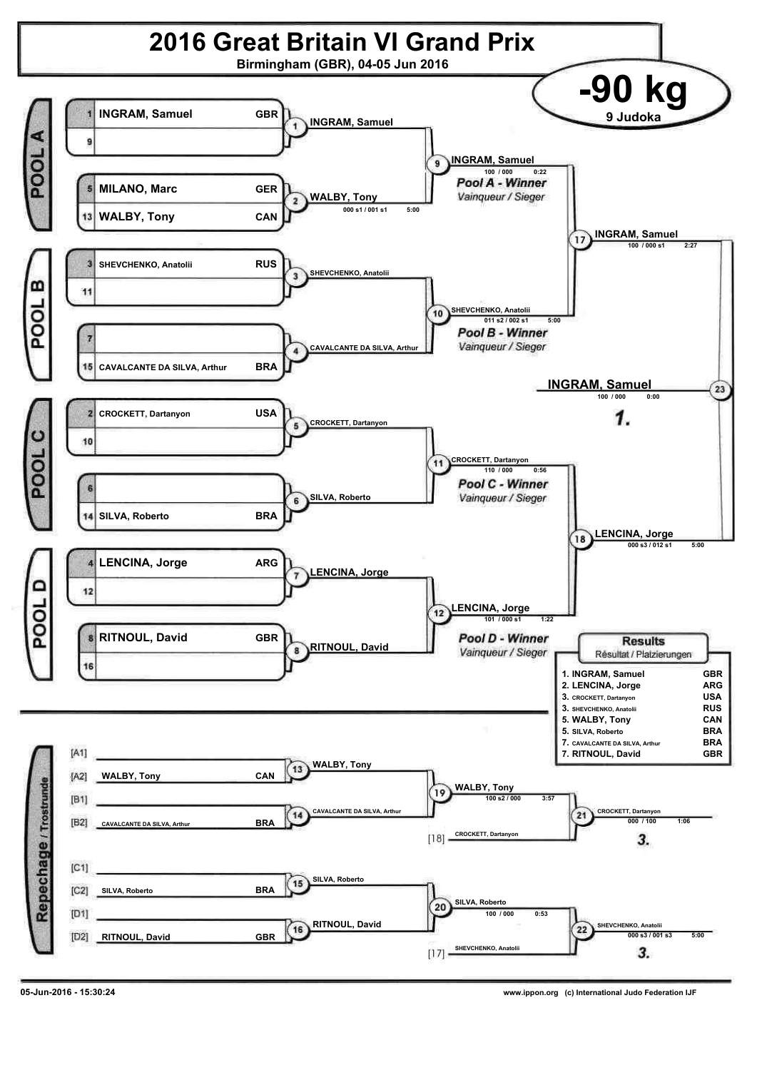# 2016 Great Britain VI Grand Prix

Birmingham (GBR), 04-05 Jun 2016

## -90 kg

9 Judoka

### POOL A

| Seed | Name | Nation |
|---|---|---|
| 1 | INGRAM, Samuel | GBR |
| 9 | | |
| 5 | MILANO, Marc | GER |
| 13 | WALBY, Tony | CAN |

- Contest 1: INGRAM, Samuel
- Contest 2: WALBY, Tony — 000 s1 / 001 s1 — 5:00
- Contest 9: INGRAM, Samuel — 100 / 000 — 0:22 — *Pool A - Winner* (Vainqueur / Sieger)

### POOL B

| Seed | Name | Nation |
|---|---|---|
| 3 | SHEVCHENKO, Anatolii | RUS |
| 11 | | |
| 7 | | |
| 15 | CAVALCANTE DA SILVA, Arthur | BRA |

- Contest 3: SHEVCHENKO, Anatolii
- Contest 4: CAVALCANTE DA SILVA, Arthur
- Contest 10: SHEVCHENKO, Anatolii — 011 s2 / 002 s1 — 5:00 — *Pool B - Winner* (Vainqueur / Sieger)

### POOL C

| Seed | Name | Nation |
|---|---|---|
| 2 | CROCKETT, Dartanyon | USA |
| 10 | | |
| 6 | | |
| 14 | SILVA, Roberto | BRA |

- Contest 5: CROCKETT, Dartanyon
- Contest 6: SILVA, Roberto
- Contest 11: CROCKETT, Dartanyon — 110 / 000 — 0:56 — *Pool C - Winner* (Vainqueur / Sieger)

### POOL D

| Seed | Name | Nation |
|---|---|---|
| 4 | LENCINA, Jorge | ARG |
| 12 | | |
| 8 | RITNOUL, David | GBR |
| 16 | | |

- Contest 7: LENCINA, Jorge
- Contest 8: RITNOUL, David
- Contest 12: LENCINA, Jorge — 101 / 000 s1 — 1:22 — *Pool D - Winner* (Vainqueur / Sieger)

### Semi-finals and Final

- Contest 17: INGRAM, Samuel — 100 / 000 s1 — 2:27
- Contest 18: LENCINA, Jorge — 000 s3 / 012 s1 — 5:00
- Contest 23: **INGRAM, Samuel** — 100 / 000 — 0:00 — **1.**

### Results (Résultat / Platzierungen)

| Place | Name | Nation |
|---|---|---|
| 1. | INGRAM, Samuel | GBR |
| 2. | LENCINA, Jorge | ARG |
| 3. | CROCKETT, Dartanyon | USA |
| 3. | SHEVCHENKO, Anatolii | RUS |
| 5. | WALBY, Tony | CAN |
| 5. | SILVA, Roberto | BRA |
| 7. | CAVALCANTE DA SILVA, Arthur | BRA |
| 7. | RITNOUL, David | GBR |

### Repechage / Trostrunde

| Slot | Name | Nation |
|---|---|---|
| [A1] | | |
| [A2] | WALBY, Tony | CAN |
| [B1] | | |
| [B2] | CAVALCANTE DA SILVA, Arthur | BRA |
| [C1] | | |
| [C2] | SILVA, Roberto | BRA |
| [D1] | | |
| [D2] | RITNOUL, David | GBR |

- Contest 13: WALBY, Tony
- Contest 14: CAVALCANTE DA SILVA, Arthur
- Contest 19: WALBY, Tony — 100 s2 / 000 — 3:57
- [18] CROCKETT, Dartanyon
- Contest 21: CROCKETT, Dartanyon — 000 / 100 — 1:06 — **3.**
- Contest 15: SILVA, Roberto
- Contest 16: RITNOUL, David
- Contest 20: SILVA, Roberto — 100 / 000 — 0:53
- [17] SHEVCHENKO, Anatolii
- Contest 22: SHEVCHENKO, Anatolii — 000 s3 / 001 s3 — 5:00 — **3.**

05-Jun-2016 - 15:30:24

www.ippon.org (c) International Judo Federation IJF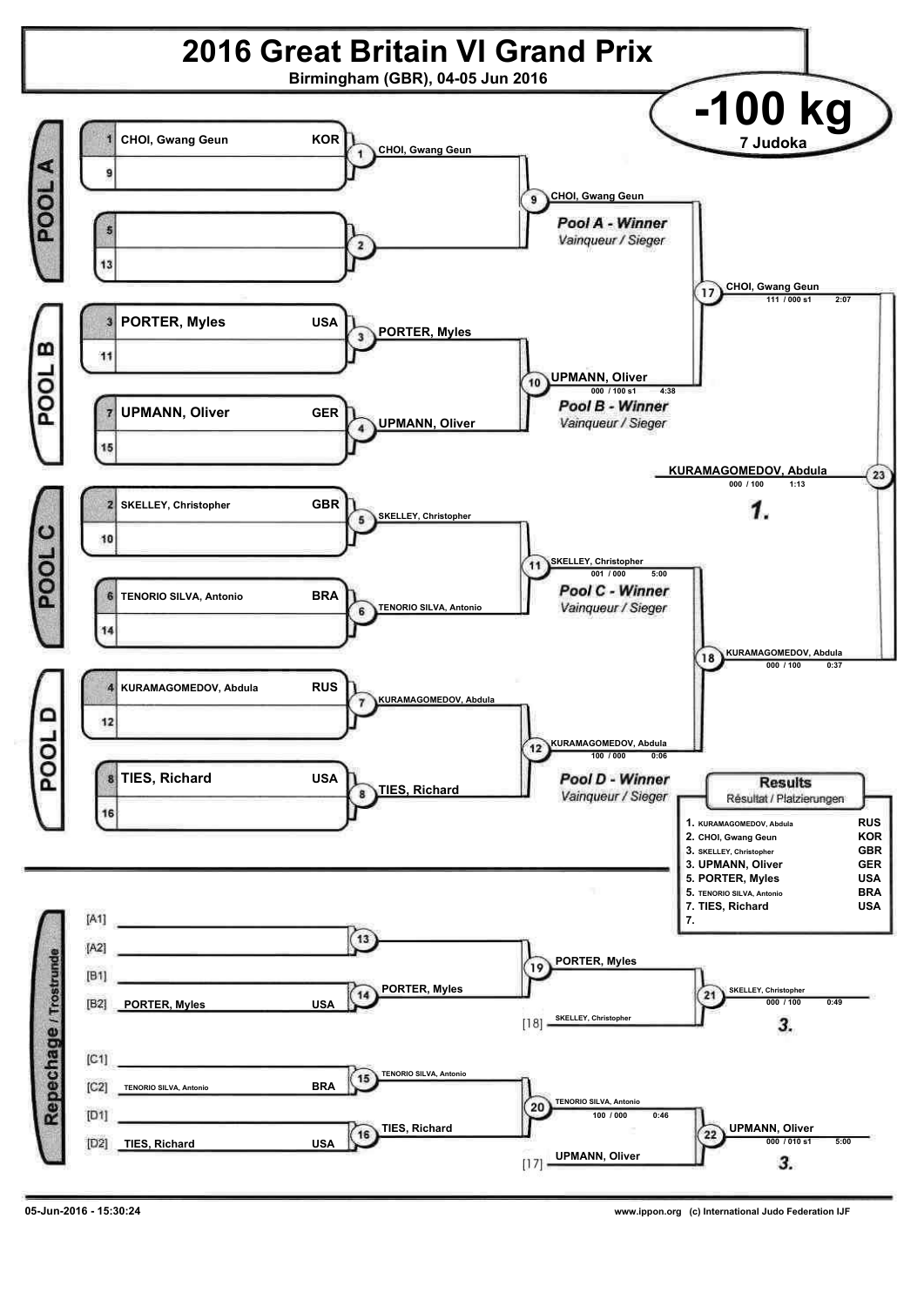# 2016 Great Britain VI Grand Prix

Birmingham (GBR), 04-05 Jun 2016

## -100 kg

7 Judoka

### Pool A

| Seed | Name | Nation |
|---|---|---|
| 1 | CHOI, Gwang Geun | KOR |
| 9 | | |
| 5 | | |
| 13 | | |

- 1: CHOI, Gwang Geun
- 2:
- 9: CHOI, Gwang Geun — Pool A - Winner / Vainqueur / Sieger

### Pool B

| Seed | Name | Nation |
|---|---|---|
| 3 | PORTER, Myles | USA |
| 11 | | |
| 7 | UPMANN, Oliver | GER |
| 15 | | |

- 3: PORTER, Myles
- 4: UPMANN, Oliver
- 10: UPMANN, Oliver — 000 / 100 s1 — 4:38 — Pool B - Winner / Vainqueur / Sieger

### Pool C

| Seed | Name | Nation |
|---|---|---|
| 2 | SKELLEY, Christopher | GBR |
| 10 | | |
| 6 | TENORIO SILVA, Antonio | BRA |
| 14 | | |

- 5: SKELLEY, Christopher
- 6: TENORIO SILVA, Antonio
- 11: SKELLEY, Christopher — 001 / 000 — 5:00 — Pool C - Winner / Vainqueur / Sieger

### Pool D

| Seed | Name | Nation |
|---|---|---|
| 4 | KURAMAGOMEDOV, Abdula | RUS |
| 12 | | |
| 8 | TIES, Richard | USA |
| 16 | | |

- 7: KURAMAGOMEDOV, Abdula
- 8: TIES, Richard
- 12: KURAMAGOMEDOV, Abdula — 100 / 000 — 0:06 — Pool D - Winner / Vainqueur / Sieger

### Semi-finals and Final

- 17: CHOI, Gwang Geun — 111 / 000 s1 — 2:07
- 18: KURAMAGOMEDOV, Abdula — 000 / 100 — 0:37
- 23: KURAMAGOMEDOV, Abdula — 000 / 100 — 1:13 — **1.**

### Repechage / Trostrunde

| Pos | Name | Nation |
|---|---|---|
| [A1] | | |
| [A2] | | |
| [B1] | | |
| [B2] | PORTER, Myles | USA |
| [C1] | | |
| [C2] | TENORIO SILVA, Antonio | BRA |
| [D1] | | |
| [D2] | TIES, Richard | USA |

- 13:
- 14: PORTER, Myles
- 15: TENORIO SILVA, Antonio
- 16: TIES, Richard
- 19: PORTER, Myles
- 20: TENORIO SILVA, Antonio — 100 / 000 — 0:46
- [18] SKELLEY, Christopher
- [17] UPMANN, Oliver
- 21: SKELLEY, Christopher — 000 / 100 — 0:49 — **3.**
- 22: UPMANN, Oliver — 000 / 010 s1 — 5:00 — **3.**

### Results / Résultat / Platzierungen

| Place | Name | Nation |
|---|---|---|
| 1. | KURAMAGOMEDOV, Abdula | RUS |
| 2. | CHOI, Gwang Geun | KOR |
| 3. | SKELLEY, Christopher | GBR |
| 3. | UPMANN, Oliver | GER |
| 5. | PORTER, Myles | USA |
| 5. | TENORIO SILVA, Antonio | BRA |
| 7. | TIES, Richard | USA |
| 7. | | |

05-Jun-2016 - 15:30:24

www.ippon.org (c) International Judo Federation IJF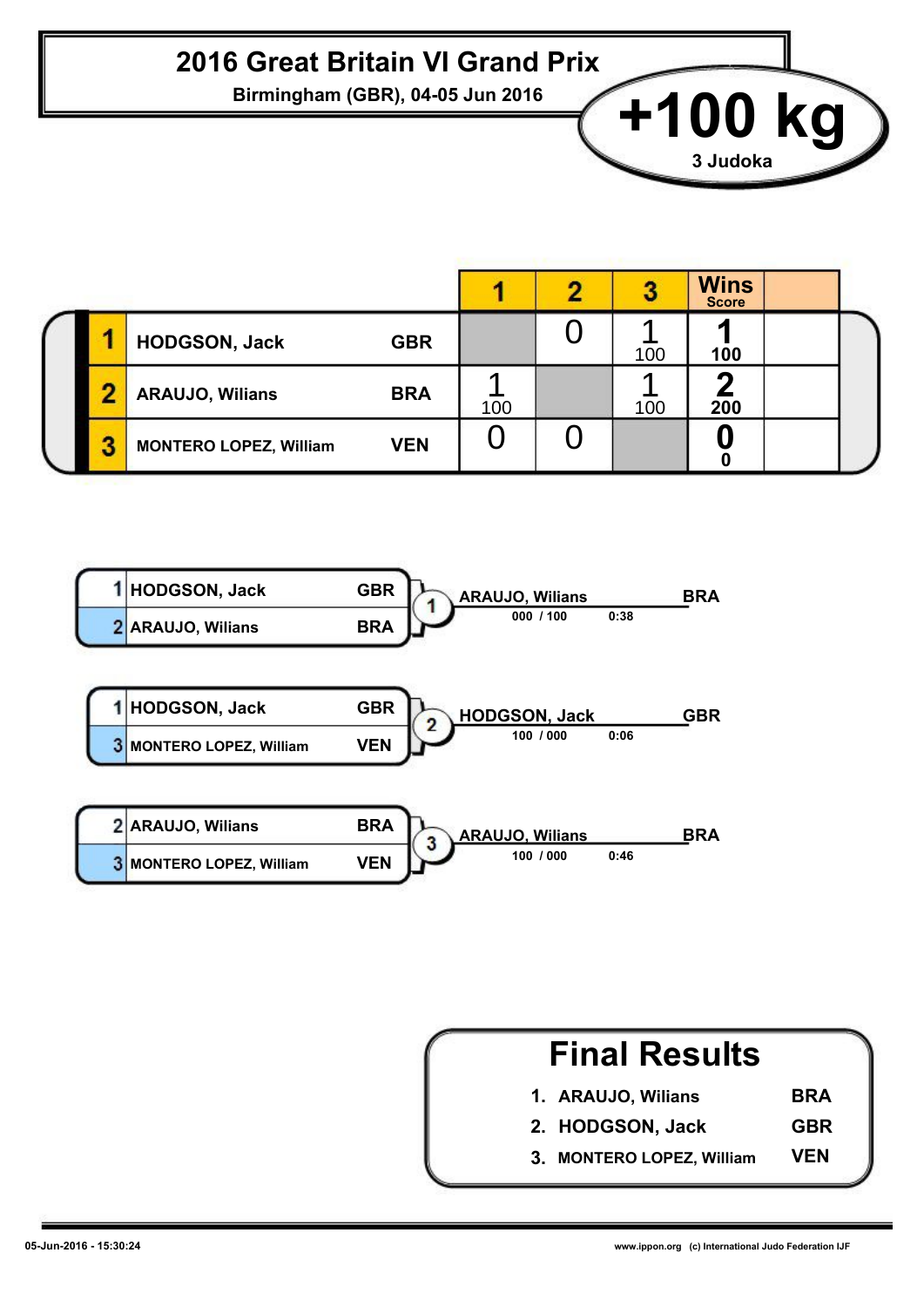# 2016 Great Britain VI Grand Prix

**Birmingham (GBR), 04-05 Jun 2016**

## +100 kg

3 Judoka

| | Name | Nation | 1 | 2 | 3 | Wins Score | |
|---|---|---|---|---|---|---|---|
| 1 | HODGSON, Jack | GBR | | 0 | 1  100 | 1 100 | |
| 2 | ARAUJO, Wilians | BRA | 1 100 | | 1 100 | 2 200 | |
| 3 | MONTERO LOPEZ, William | VEN | 0 | 0 | | 0 0 | |

| Contest | Judoka 1 | Judoka 2 | Winner | Score | Time |
|---|---|---|---|---|---|
| 1 | 1 HODGSON, Jack GBR | 2 ARAUJO, Wilians BRA | ARAUJO, Wilians BRA | 000 / 100 | 0:38 |
| 2 | 1 HODGSON, Jack GBR | 3 MONTERO LOPEZ, William VEN | HODGSON, Jack GBR | 100 / 000 | 0:06 |
| 3 | 2 ARAUJO, Wilians BRA | 3 MONTERO LOPEZ, William VEN | ARAUJO, Wilians BRA | 100 / 000 | 0:46 |

## Final Results

1. ARAUJO, Wilians BRA
2. HODGSON, Jack GBR
3. MONTERO LOPEZ, William VEN

05-Jun-2016 - 15:30:24

www.ippon.org (c) International Judo Federation IJF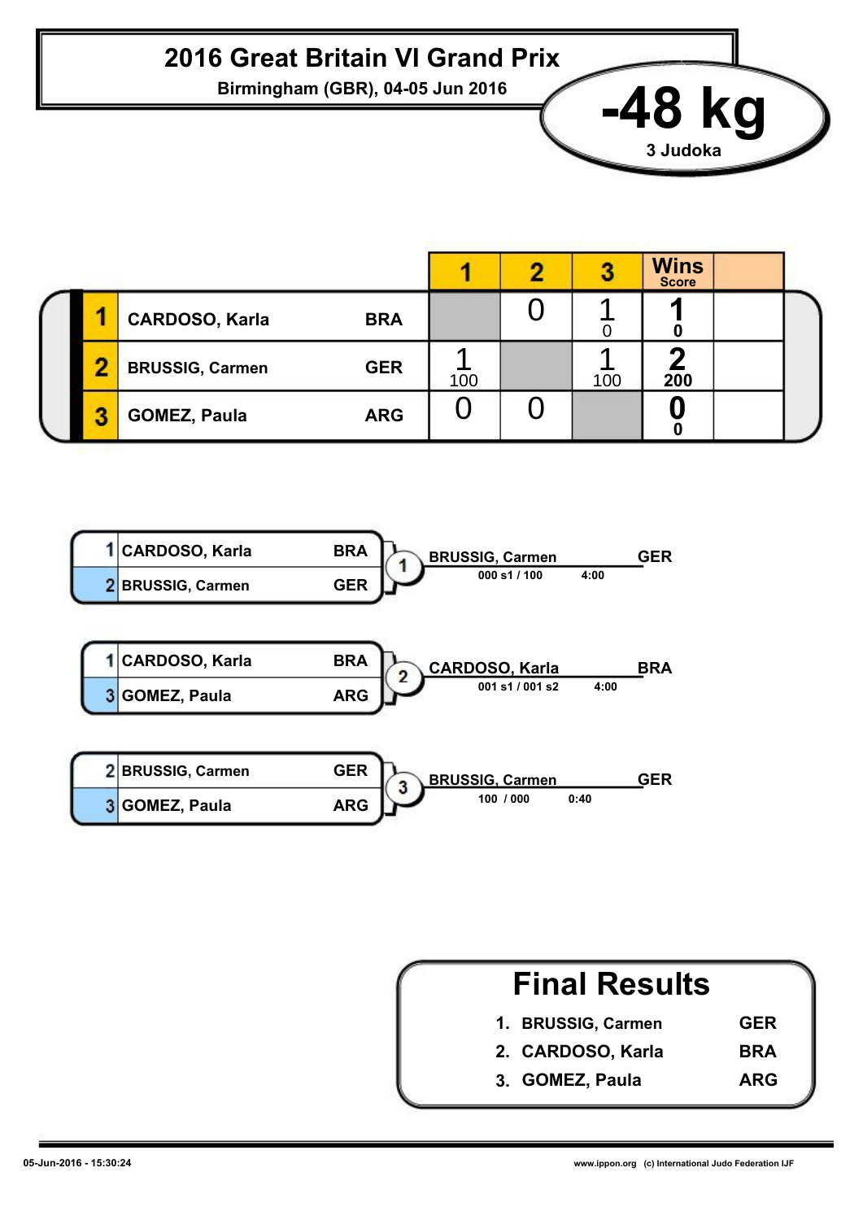# 2016 Great Britain VI Grand Prix

**Birmingham (GBR), 04-05 Jun 2016**

## -48 kg

**3 Judoka**

| | Name | Nation | 1 | 2 | 3 | Wins / Score |
|---|---|---|---|---|---|---|
| 1 | CARDOSO, Karla | BRA | | 0 | 1 / 0 | 1 / 0 |
| 2 | BRUSSIG, Carmen | GER | 1 / 100 | | 1 / 100 | 2 / 200 |
| 3 | GOMEZ, Paula | ARG | 0 | 0 | | 0 / 0 |

### Contest 1

| | Name | Nation |
|---|---|---|
| 1 | CARDOSO, Karla | BRA |
| 2 | BRUSSIG, Carmen | GER |

Winner: BRUSSIG, Carmen GER — 000 s1 / 100 — 4:00

### Contest 2

| | Name | Nation |
|---|---|---|
| 1 | CARDOSO, Karla | BRA |
| 3 | GOMEZ, Paula | ARG |

Winner: CARDOSO, Karla BRA — 001 s1 / 001 s2 — 4:00

### Contest 3

| | Name | Nation |
|---|---|---|
| 2 | BRUSSIG, Carmen | GER |
| 3 | GOMEZ, Paula | ARG |

Winner: BRUSSIG, Carmen GER — 100 / 000 — 0:40

## Final Results

1. BRUSSIG, Carmen — GER
2. CARDOSO, Karla — BRA
3. GOMEZ, Paula — ARG

05-Jun-2016 - 15:30:24

www.ippon.org (c) International Judo Federation IJF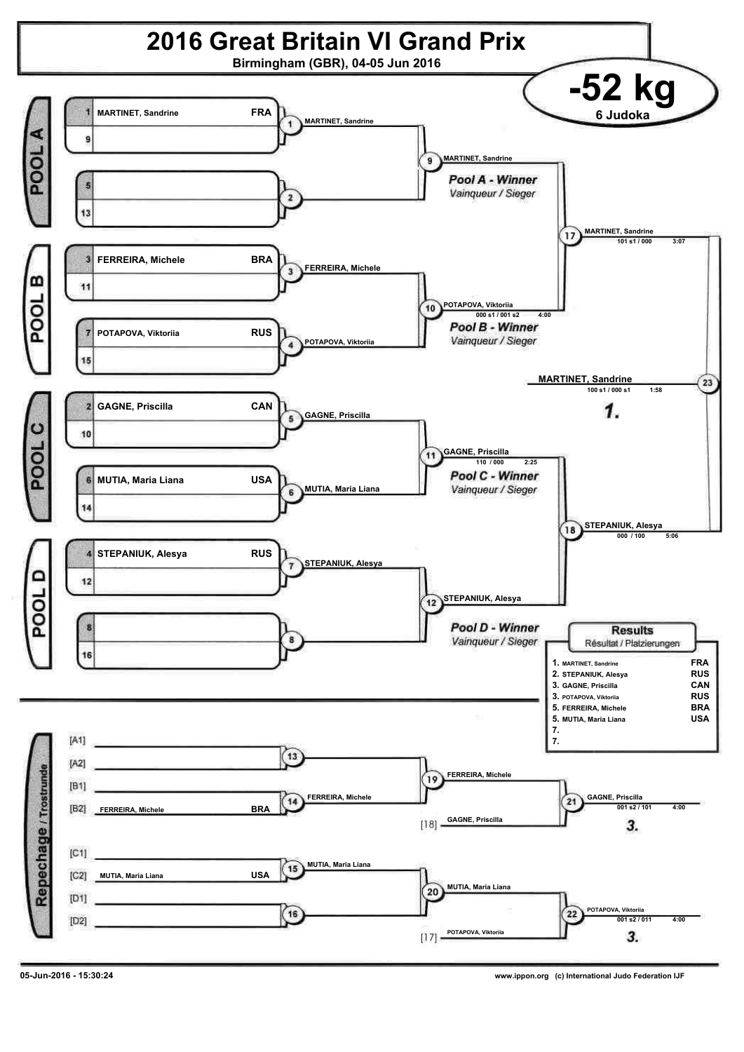# 2016 Great Britain VI Grand Prix

Birmingham (GBR), 04-05 Jun 2016

## -52 kg

6 Judoka

### Pool A

| Seed | Name | Country |
|---|---|---|
| 1 | MARTINET, Sandrine | FRA |
| 9 | | |
| 5 | | |
| 13 | | |

- 1: MARTINET, Sandrine
- 2:
- 9: MARTINET, Sandrine

*Pool A - Winner*
*Vainqueur / Sieger*

### Pool B

| Seed | Name | Country |
|---|---|---|
| 3 | FERREIRA, Michele | BRA |
| 11 | | |
| 7 | POTAPOVA, Viktoriia | RUS |
| 15 | | |

- 3: FERREIRA, Michele
- 4: POTAPOVA, Viktoriia
- 10: POTAPOVA, Viktoriia — 000 s1 / 001 s2 — 4:00

*Pool B - Winner*
*Vainqueur / Sieger*

### Pool C

| Seed | Name | Country |
|---|---|---|
| 2 | GAGNE, Priscilla | CAN |
| 10 | | |
| 6 | MUTIA, Maria Liana | USA |
| 14 | | |

- 5: GAGNE, Priscilla
- 6: MUTIA, Maria Liana
- 11: GAGNE, Priscilla — 110 / 000 — 2:25

*Pool C - Winner*
*Vainqueur / Sieger*

### Pool D

| Seed | Name | Country |
|---|---|---|
| 4 | STEPANIUK, Alesya | RUS |
| 12 | | |
| 8 | | |
| 16 | | |

- 7: STEPANIUK, Alesya
- 8:
- 12: STEPANIUK, Alesya

*Pool D - Winner*
*Vainqueur / Sieger*

### Semi-finals and Final

- 17: MARTINET, Sandrine — 101 s1 / 000 — 3:07
- 18: STEPANIUK, Alesya — 000 / 100 — 5:06
- 23: MARTINET, Sandrine — 100 s1 / 000 s1 — 1:58

**1.**

### Results
Résultat / Platzierungen

| Place | Name | Country |
|---|---|---|
| 1. | MARTINET, Sandrine | FRA |
| 2. | STEPANIUK, Alesya | RUS |
| 3. | GAGNE, Priscilla | CAN |
| 3. | POTAPOVA, Viktoriia | RUS |
| 5. | FERREIRA, Michele | BRA |
| 5. | MUTIA, Maria Liana | USA |
| 7. | | |
| 7. | | |

### Repechage / Trostrunde

| Pos | Name | Country |
|---|---|---|
| [A1] | | |
| [A2] | | |
| [B1] | | |
| [B2] | FERREIRA, Michele | BRA |
| [C1] | | |
| [C2] | MUTIA, Maria Liana | USA |
| [D1] | | |
| [D2] | | |

- 13:
- 14: FERREIRA, Michele
- 15: MUTIA, Maria Liana
- 16:
- 19: FERREIRA, Michele
- 20: MUTIA, Maria Liana
- [18] GAGNE, Priscilla
- [17] POTAPOVA, Viktoriia
- 21: GAGNE, Priscilla — 001 s2 / 101 — 4:00 — **3.**
- 22: POTAPOVA, Viktoriia — 001 s2 / 011 — 4:00 — **3.**

05-Jun-2016 - 15:30:24 www.ippon.org (c) International Judo Federation IJF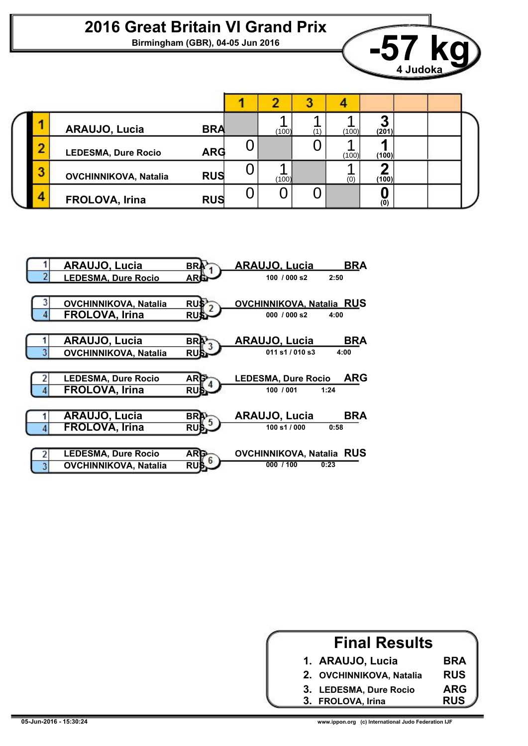# 2016 Great Britain VI Grand Prix

**Birmingham (GBR), 04-05 Jun 2016**

## -57 kg

**4 Judoka**

| # | Name | Nation | 1 | 2 | 3 | 4 | | | |
|---|---|---|---|---|---|---|---|---|---|
| 1 | ARAUJO, Lucia | BRA | | 1 (100) | 1 (1) | 1 (100) | **3 (201)** | | |
| 2 | LEDESMA, Dure Rocio | ARG | 0 | | 0 | 1 (100) | **1 (100)** | | |
| 3 | OVCHINNIKOVA, Natalia | RUS | 0 | 1 (100) | | 1 (0) | **2 (100)** | | |
| 4 | FROLOVA, Irina | RUS | 0 | 0 | 0 | | **0 (0)** | | |

| Contest | Competitors | Winner | Score | Time |
|---|---|---|---|---|
| 1 | 1 ARAUJO, Lucia (BRA) vs 2 LEDESMA, Dure Rocio (ARG) | ARAUJO, Lucia BRA | 100 / 000 s2 | 2:50 |
| 2 | 3 OVCHINNIKOVA, Natalia (RUS) vs 4 FROLOVA, Irina (RUS) | OVCHINNIKOVA, Natalia RUS | 000 / 000 s2 | 4:00 |
| 3 | 1 ARAUJO, Lucia (BRA) vs 3 OVCHINNIKOVA, Natalia (RUS) | ARAUJO, Lucia BRA | 011 s1 / 010 s3 | 4:00 |
| 4 | 2 LEDESMA, Dure Rocio (ARG) vs 4 FROLOVA, Irina (RUS) | LEDESMA, Dure Rocio ARG | 100 / 001 | 1:24 |
| 5 | 1 ARAUJO, Lucia (BRA) vs 4 FROLOVA, Irina (RUS) | ARAUJO, Lucia BRA | 100 s1 / 000 | 0:58 |
| 6 | 2 LEDESMA, Dure Rocio (ARG) vs 3 OVCHINNIKOVA, Natalia (RUS) | OVCHINNIKOVA, Natalia RUS | 000 / 100 | 0:23 |

## Final Results

1. ARAUJO, Lucia — BRA
2. OVCHINNIKOVA, Natalia — RUS
3. LEDESMA, Dure Rocio — ARG
3. FROLOVA, Irina — RUS

05-Jun-2016 - 15:30:24 www.ippon.org (c) International Judo Federation IJF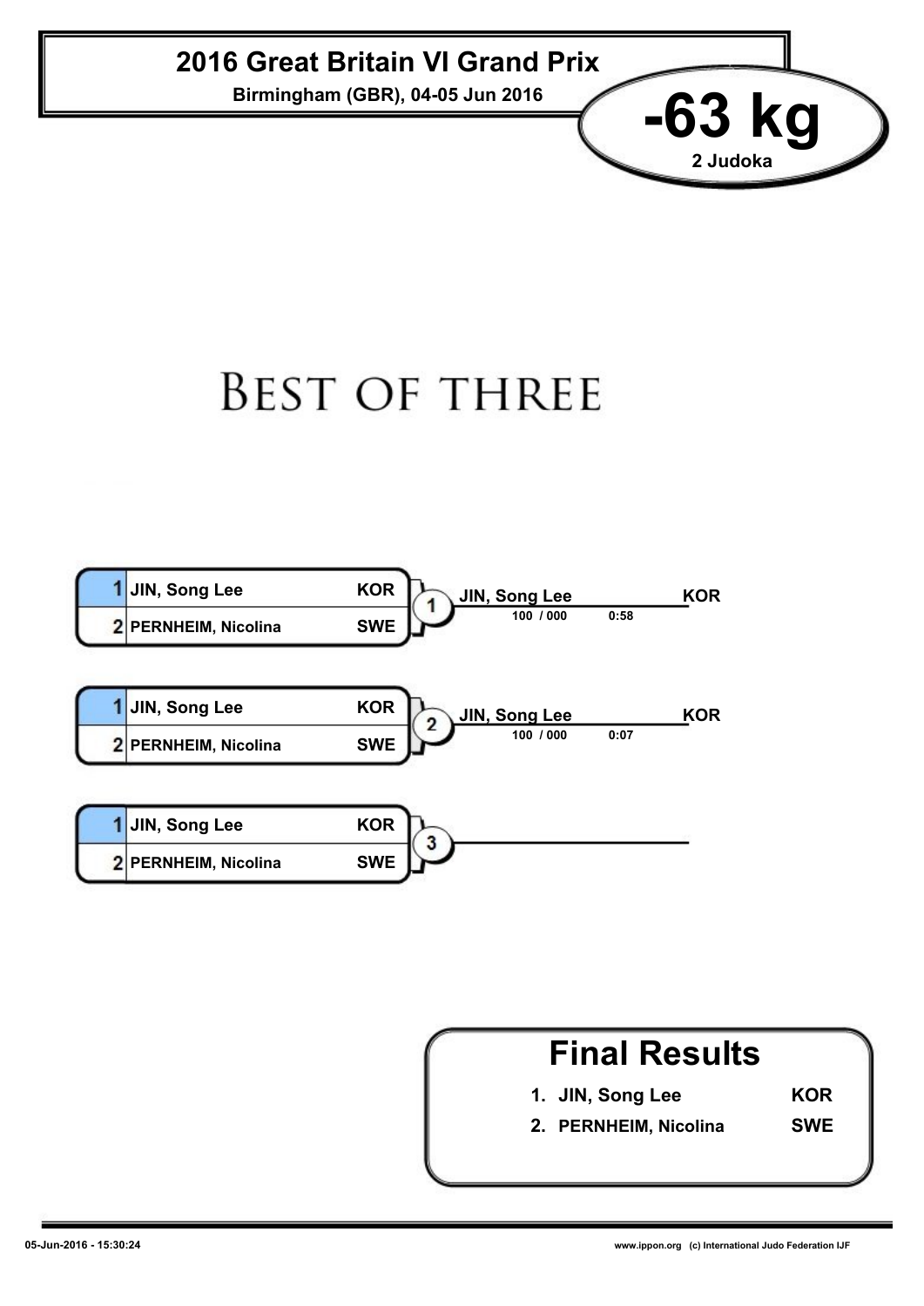# 2016 Great Britain VI Grand Prix

**Birmingham (GBR), 04-05 Jun 2016**

## -63 kg

**2 Judoka**

## BEST OF THREE

| Contest | # | Judoka | Nation | Winner | Nation | Score | Time |
|---|---|---|---|---|---|---|---|
| 1 | 1 | JIN, Song Lee | KOR | JIN, Song Lee | KOR | 100 / 000 | 0:58 |
| | 2 | PERNHEIM, Nicolina | SWE | | | | |
| 2 | 1 | JIN, Song Lee | KOR | JIN, Song Lee | KOR | 100 / 000 | 0:07 |
| | 2 | PERNHEIM, Nicolina | SWE | | | | |
| 3 | 1 | JIN, Song Lee | KOR | | | | |
| | 2 | PERNHEIM, Nicolina | SWE | | | | |

## Final Results

1. JIN, Song Lee — KOR
2. PERNHEIM, Nicolina — SWE

05-Jun-2016 - 15:30:24

www.ippon.org (c) International Judo Federation IJF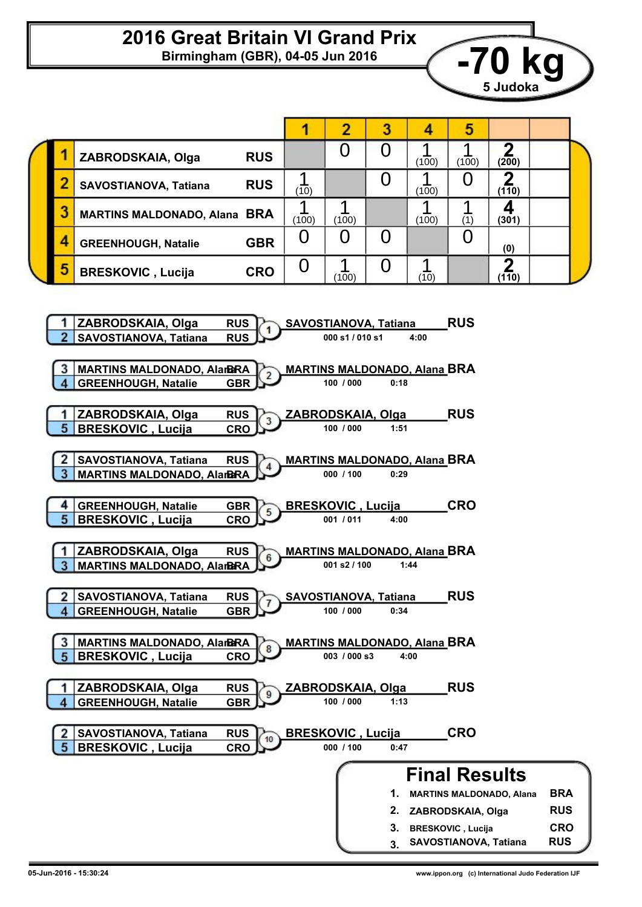# 2016 Great Britain VI Grand Prix

**Birmingham (GBR), 04-05 Jun 2016**

## -70 kg

**5 Judoka**

| # | Name | Nation | 1 | 2 | 3 | 4 | 5 | | |
|---|---|---|---|---|---|---|---|---|---|
| 1 | ZABRODSKAIA, Olga | RUS | | 0 | 0 | 1 (100) | 1 (100) | 2 (200) | |
| 2 | SAVOSTIANOVA, Tatiana | RUS | 1 (10) | | 0 | 1 (100) | 0 | 2 (110) | |
| 3 | MARTINS MALDONADO, Alana | BRA | 1 (100) | 1 (100) | | 1 (100) | 1 (1) | 4 (301) | |
| 4 | GREENHOUGH, Natalie | GBR | 0 | 0 | 0 | | 0 | (0) | |
| 5 | BRESKOVIC , Lucija | CRO | 0 | 1 (100) | 0 | 1 (10) | | 2 (110) | |

| Contest | Judoka 1 | Judoka 2 | Winner | Score | Time |
|---|---|---|---|---|---|
| 1 | 1 ZABRODSKAIA, Olga RUS | 2 SAVOSTIANOVA, Tatiana RUS | SAVOSTIANOVA, Tatiana RUS | 000 s1 / 010 s1 | 4:00 |
| 2 | 3 MARTINS MALDONADO, Alana BRA | 4 GREENHOUGH, Natalie GBR | MARTINS MALDONADO, Alana BRA | 100 / 000 | 0:18 |
| 3 | 1 ZABRODSKAIA, Olga RUS | 5 BRESKOVIC , Lucija CRO | ZABRODSKAIA, Olga RUS | 100 / 000 | 1:51 |
| 4 | 2 SAVOSTIANOVA, Tatiana RUS | 3 MARTINS MALDONADO, Alana BRA | MARTINS MALDONADO, Alana BRA | 000 / 100 | 0:29 |
| 5 | 4 GREENHOUGH, Natalie GBR | 5 BRESKOVIC , Lucija CRO | BRESKOVIC , Lucija CRO | 001 / 011 | 4:00 |
| 6 | 1 ZABRODSKAIA, Olga RUS | 3 MARTINS MALDONADO, Alana BRA | MARTINS MALDONADO, Alana BRA | 001 s2 / 100 | 1:44 |
| 7 | 2 SAVOSTIANOVA, Tatiana RUS | 4 GREENHOUGH, Natalie GBR | SAVOSTIANOVA, Tatiana RUS | 100 / 000 | 0:34 |
| 8 | 3 MARTINS MALDONADO, Alana BRA | 5 BRESKOVIC , Lucija CRO | MARTINS MALDONADO, Alana BRA | 003 / 000 s3 | 4:00 |
| 9 | 1 ZABRODSKAIA, Olga RUS | 4 GREENHOUGH, Natalie GBR | ZABRODSKAIA, Olga RUS | 100 / 000 | 1:13 |
| 10 | 2 SAVOSTIANOVA, Tatiana RUS | 5 BRESKOVIC , Lucija CRO | BRESKOVIC , Lucija CRO | 000 / 100 | 0:47 |

## Final Results

| Place | Name | Nation |
|---|---|---|
| 1. | MARTINS MALDONADO, Alana | BRA |
| 2. | ZABRODSKAIA, Olga | RUS |
| 3. | BRESKOVIC , Lucija | CRO |
| 3. | SAVOSTIANOVA, Tatiana | RUS |

05-Jun-2016 - 15:30:24 www.ippon.org (c) International Judo Federation IJF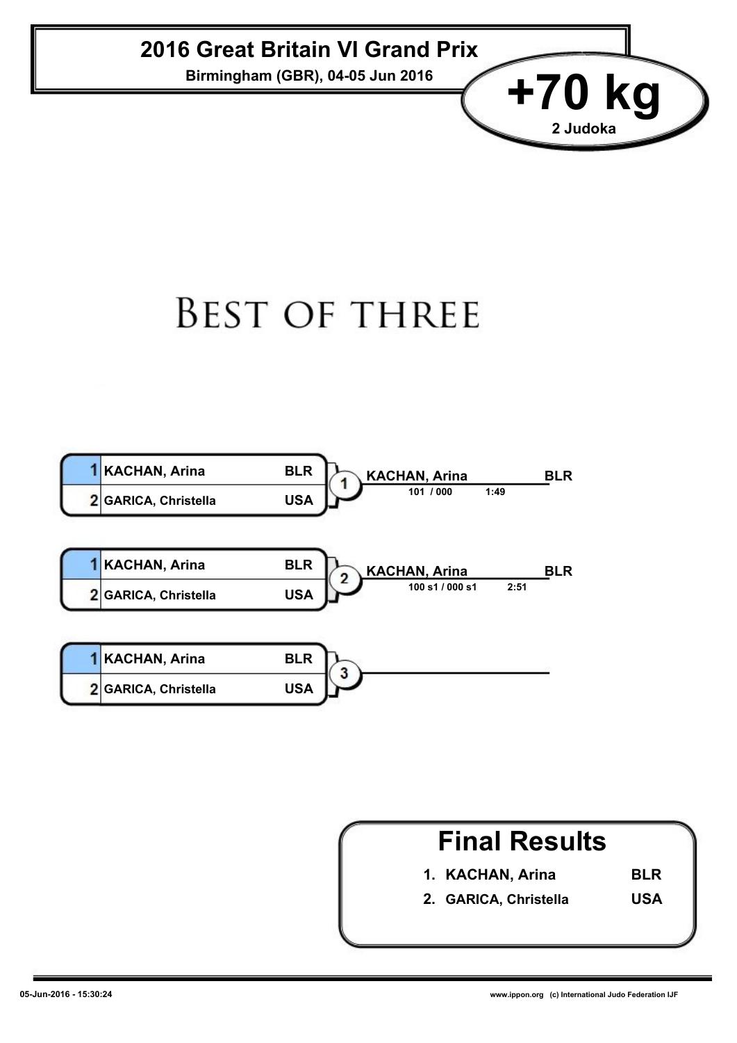# 2016 Great Britain VI Grand Prix

**Birmingham (GBR), 04-05 Jun 2016**

# +70 kg

**2 Judoka**

## BEST OF THREE

| | | | Contest | Winner | | Score | Time |
|---|---|---|---|---|---|---|---|
| 1 | KACHAN, Arina | BLR | 1 | KACHAN, Arina | BLR | 101 / 000 | 1:49 |
| 2 | GARICA, Christella | USA | | | | | |
| 1 | KACHAN, Arina | BLR | 2 | KACHAN, Arina | BLR | 100 s1 / 000 s1 | 2:51 |
| 2 | GARICA, Christella | USA | | | | | |
| 1 | KACHAN, Arina | BLR | 3 | | | | |
| 2 | GARICA, Christella | USA | | | | | |

## Final Results

| | | |
|---|---|---|
| 1. | KACHAN, Arina | BLR |
| 2. | GARICA, Christella | USA |

05-Jun-2016 - 15:30:24

www.ippon.org (c) International Judo Federation IJF